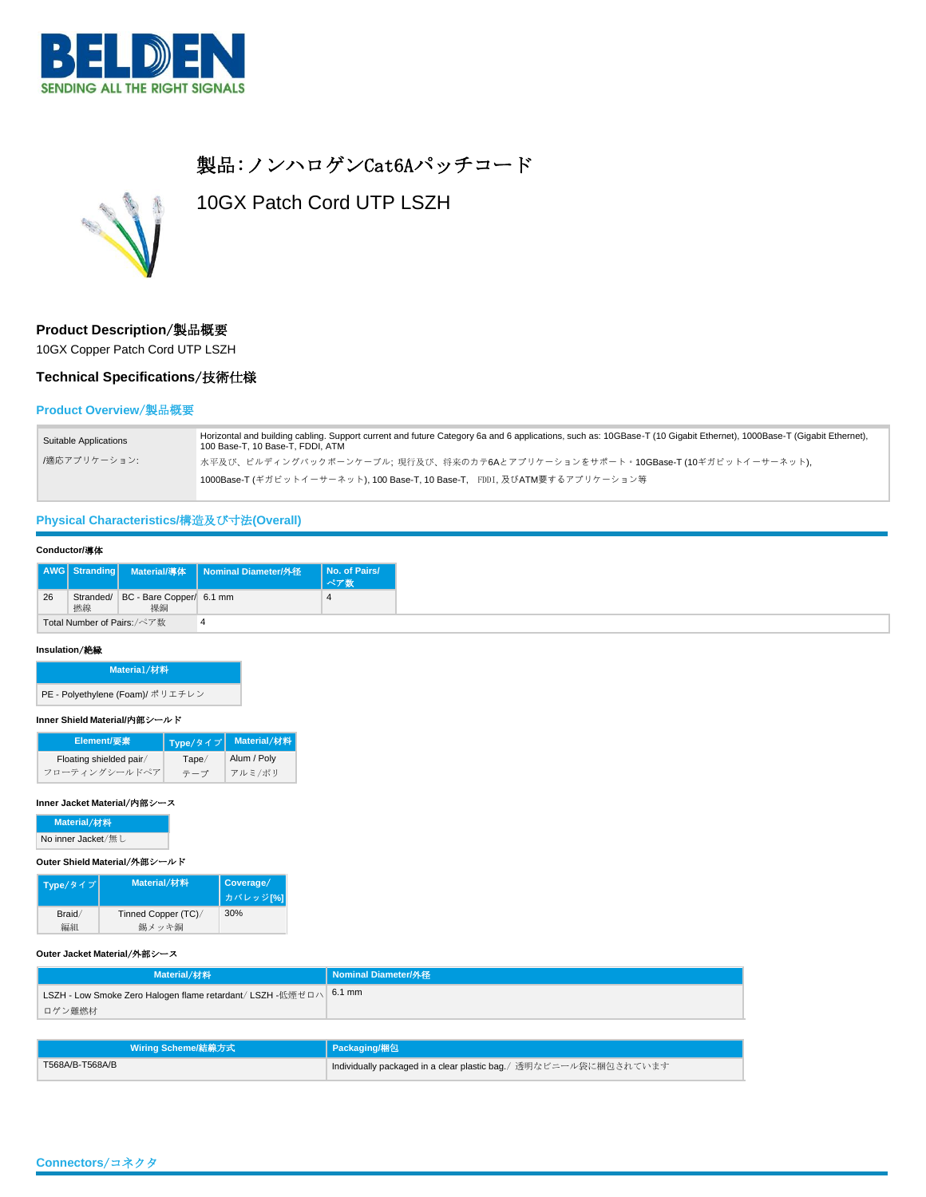# 製品:ノンハロゲンCat6Aパッチコード

## 10GX Patch Cord UTP LSZH

### Product Description/製品概要

10GX Copper Patch Cord UTP LSZH

### Technical Specifications/技術仕様

#### Product Overview/製品概要

| | |
|---|---|
| Suitable Applications /適応アプリケーション: | Horizontal and building cabling. Support current and future Category 6a and 6 applications, such as: 10GBase-T (10 Gigabit Ethernet), 1000Base-T (Gigabit Ethernet), 100 Base-T, 10 Base-T, FDDI, ATM<br>水平及び、ビルディングバックボーンケーブル; 現行及び、将来のカテ6Aとアプリケーションをサポート。10GBase-T (10ギガビットイーサーネット), 1000Base-T (ギガビットイーサーネット), 100 Base-T, 10 Base-T, FDDI, 及びATM要するアプリケーション等 |

#### Physical Characteristics/構造及び寸法(Overall)

**Conductor/導体**

| AWG | Stranding | Material/導体 | Nominal Diameter/外径 | No. of Pairs/ペア数 |
|---|---|---|---|---|
| 26 | Stranded/撚線 | BC - Bare Copper/裸銅 | 6.1 mm | 4 |

| | |
|---|---|
| Total Number of Pairs:/ペア数 | 4 |

**Insulation/絶縁**

| Material/材料 |
|---|
| PE - Polyethylene (Foam)/ ポリエチレン |

**Inner Shield Material/内部シールド**

| Element/要素 | Type/タイプ | Material/材料 |
|---|---|---|
| Floating shielded pair/フローティングシールドペア | Tape/テープ | Alum / Poly アルミ/ポリ |

**Inner Jacket Material/内部シース**

| Material/材料 |
|---|
| No inner Jacket/無し |

**Outer Shield Material/外部シールド**

| Type/タイプ | Material/材料 | Coverage/カバレッジ[%] |
|---|---|---|
| Braid/編組 | Tinned Copper (TC)/錫メッキ銅 | 30% |

**Outer Jacket Material/外部シース**

| Material/材料 | Nominal Diameter/外径 |
|---|---|
| LSZH - Low Smoke Zero Halogen flame retardant/ LSZH -低煙ゼロハロゲン難燃材 | 6.1 mm |

| Wiring Scheme/結線方式 | Packaging/梱包 |
|---|---|
| T568A/B-T568A/B | Individually packaged in a clear plastic bag./ 透明なビニール袋に梱包されています |

#### Connectors/コネクタ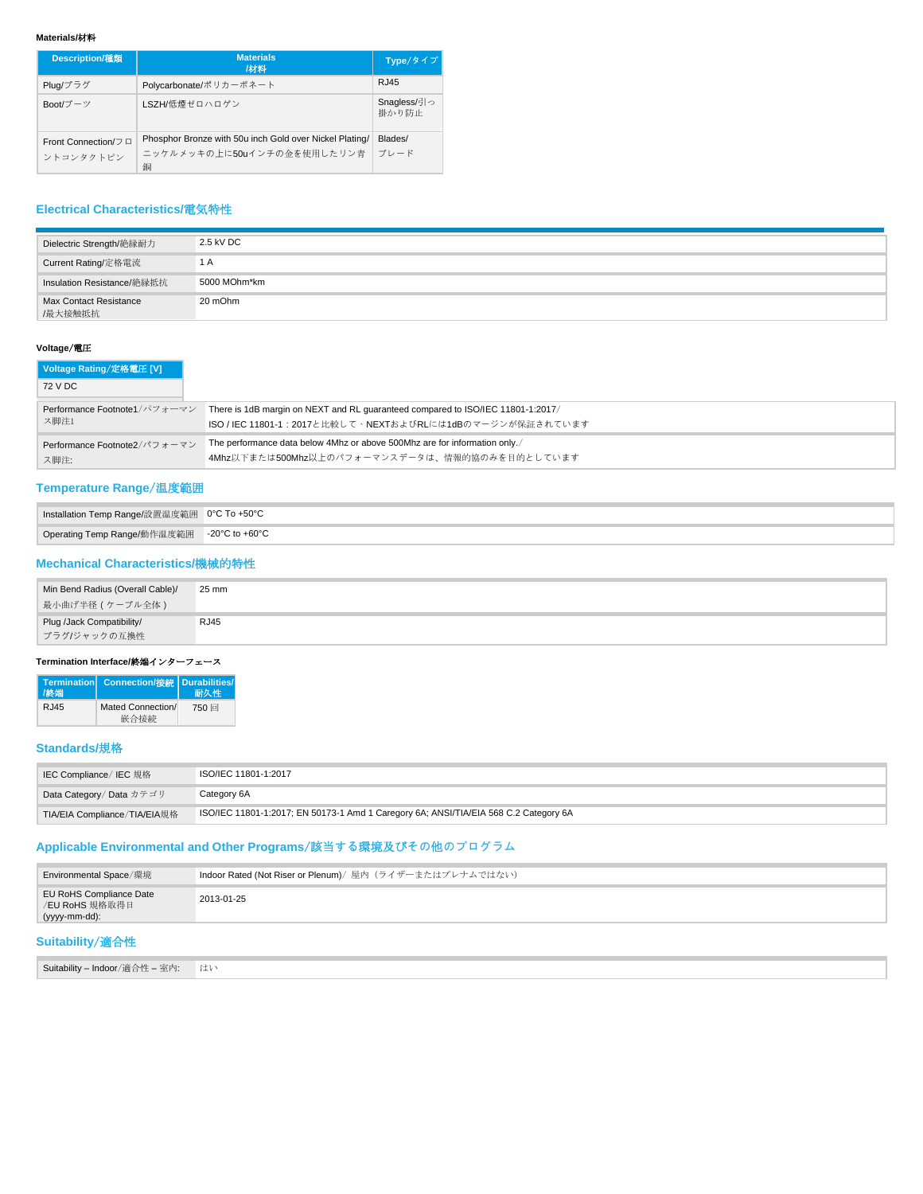**Materials/材料**

| Description/種類 | Materials /材料 | Type/タイプ |
|---|---|---|
| Plug/プラグ | Polycarbonate/ポリカーボネート | RJ45 |
| Boot/ブーツ | LSZH/低煙ゼロハロゲン | Snagless/引っ掛かり防止 |
| Front Connection/フロントコンタクトピン | Phosphor Bronze with 50u inch Gold over Nickel Plating/ニッケルメッキの上に50uインチの金を使用したリン青銅 | Blades/ブレード |

## Electrical Characteristics/電気特性

| | |
|---|---|
| Dielectric Strength/絶縁耐力 | 2.5 kV DC |
| Current Rating/定格電流 | 1 A |
| Insulation Resistance/絶縁抵抗 | 5000 MOhm*km |
| Max Contact Resistance /最大接触抵抗 | 20 mOhm |

**Voltage/電圧**

| Voltage Rating/定格電圧 [V] |
|---|
| 72 V DC |

| | |
|---|---|
| Performance Footnote1/パフォーマンス脚注1 | There is 1dB margin on NEXT and RL guaranteed compared to ISO/IEC 11801-1:2017/ ISO / IEC 11801-1：2017と比較して、NEXTおよびRLには1dBのマージンが保証されています |
| Performance Footnote2/パフォーマンス脚注: | The performance data below 4Mhz or above 500Mhz are for information only./ 4Mhz以下または500Mhz以上のパフォーマンスデータは、情報的協のみを目的としています |

## Temperature Range/温度範囲

| | |
|---|---|
| Installation Temp Range/設置温度範囲 | 0°C To +50°C |
| Operating Temp Range/動作温度範囲 | -20°C to +60°C |

## Mechanical Characteristics/機械的特性

| | |
|---|---|
| Min Bend Radius (Overall Cable)/ 最小曲げ半径（ケーブル全体） | 25 mm |
| Plug /Jack Compatibility/ プラグ/ジャックの互換性 | RJ45 |

**Termination Interface/終端インターフェース**

| Termination /終端 | Connection/接続 | Durabilities/耐久性 |
|---|---|---|
| RJ45 | Mated Connection/嵌合接続 | 750 回 |

## Standards/規格

| | |
|---|---|
| IEC Compliance/ IEC 規格 | ISO/IEC 11801-1:2017 |
| Data Category/ Data カテゴリ | Category 6A |
| TIA/EIA Compliance/TIA/EIA規格 | ISO/IEC 11801-1:2017; EN 50173-1 Amd 1 Caregory 6A; ANSI/TIA/EIA 568 C.2 Category 6A |

## Applicable Environmental and Other Programs/該当する環境及びその他のプログラム

| | |
|---|---|
| Environmental Space/環境 | Indoor Rated (Not Riser or Plenum)/ 屋内（ライザーまたはプレナムではない） |
| EU RoHS Compliance Date /EU RoHS 規格取得日 (yyyy-mm-dd): | 2013-01-25 |

## Suitability/適合性

| | |
|---|---|
| Suitability – Indoor/適合性 – 室内: | はい |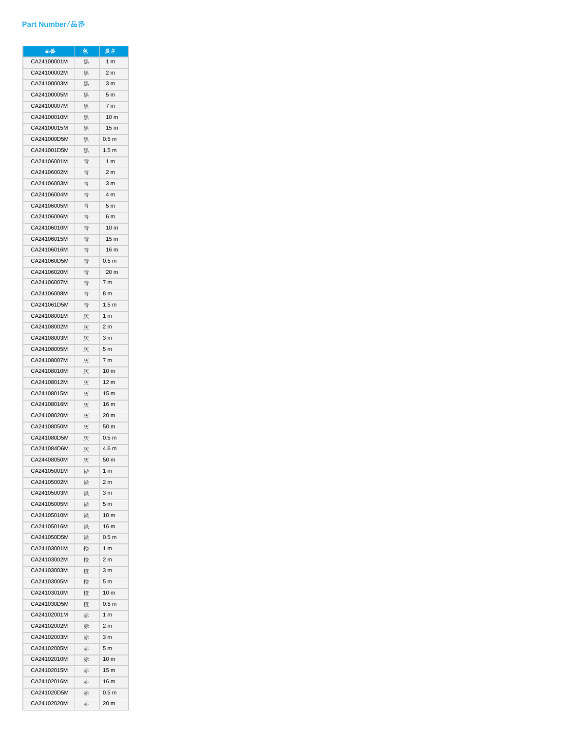## Part Number／品番

| 品番 | 色 | 長さ |
|---|---|---|
| CA24100001M | 黒 | 1 m |
| CA24100002M | 黒 | 2 m |
| CA24100003M | 黒 | 3 m |
| CA24100005M | 黒 | 5 m |
| CA24100007M | 黒 | 7 m |
| CA24100010M | 黒 | 10 m |
| CA24100015M | 黒 | 15 m |
| CA241000D5M | 黒 | 0.5 m |
| CA241001D5M | 黒 | 1.5 m |
| CA24106001M | 青 | 1 m |
| CA24106002M | 青 | 2 m |
| CA24106003M | 青 | 3 m |
| CA24106004M | 青 | 4 m |
| CA24106005M | 青 | 5 m |
| CA24106006M | 青 | 6 m |
| CA24106010M | 青 | 10 m |
| CA24106015M | 青 | 15 m |
| CA24106016M | 青 | 16 m |
| CA241060D5M | 青 | 0.5 m |
| CA24106020M | 青 | 20 m |
| CA24106007M | 青 | 7 m |
| CA24106008M | 青 | 8 m |
| CA241061D5M | 青 | 1.5 m |
| CA24108001M | 灰 | 1 m |
| CA24108002M | 灰 | 2 m |
| CA24108003M | 灰 | 3 m |
| CA24108005M | 灰 | 5 m |
| CA24108007M | 灰 | 7 m |
| CA24108010M | 灰 | 10 m |
| CA24108012M | 灰 | 12 m |
| CA24108015M | 灰 | 15 m |
| CA24108016M | 灰 | 16 m |
| CA24108020M | 灰 | 20 m |
| CA24108050M | 灰 | 50 m |
| CA241080D5M | 灰 | 0.5 m |
| CA241084D6M | 灰 | 4.6 m |
| CA24408050M | 灰 | 50 m |
| CA24105001M | 緑 | 1 m |
| CA24105002M | 緑 | 2 m |
| CA24105003M | 緑 | 3 m |
| CA24105005M | 緑 | 5 m |
| CA24105010M | 緑 | 10 m |
| CA24105016M | 緑 | 16 m |
| CA241050D5M | 緑 | 0.5 m |
| CA24103001M | 橙 | 1 m |
| CA24103002M | 橙 | 2 m |
| CA24103003M | 橙 | 3 m |
| CA24103005M | 橙 | 5 m |
| CA24103010M | 橙 | 10 m |
| CA241030D5M | 橙 | 0.5 m |
| CA24102001M | 赤 | 1 m |
| CA24102002M | 赤 | 2 m |
| CA24102003M | 赤 | 3 m |
| CA24102005M | 赤 | 5 m |
| CA24102010M | 赤 | 10 m |
| CA24102015M | 赤 | 15 m |
| CA24102016M | 赤 | 16 m |
| CA241020D5M | 赤 | 0.5 m |
| CA24102020M | 赤 | 20 m |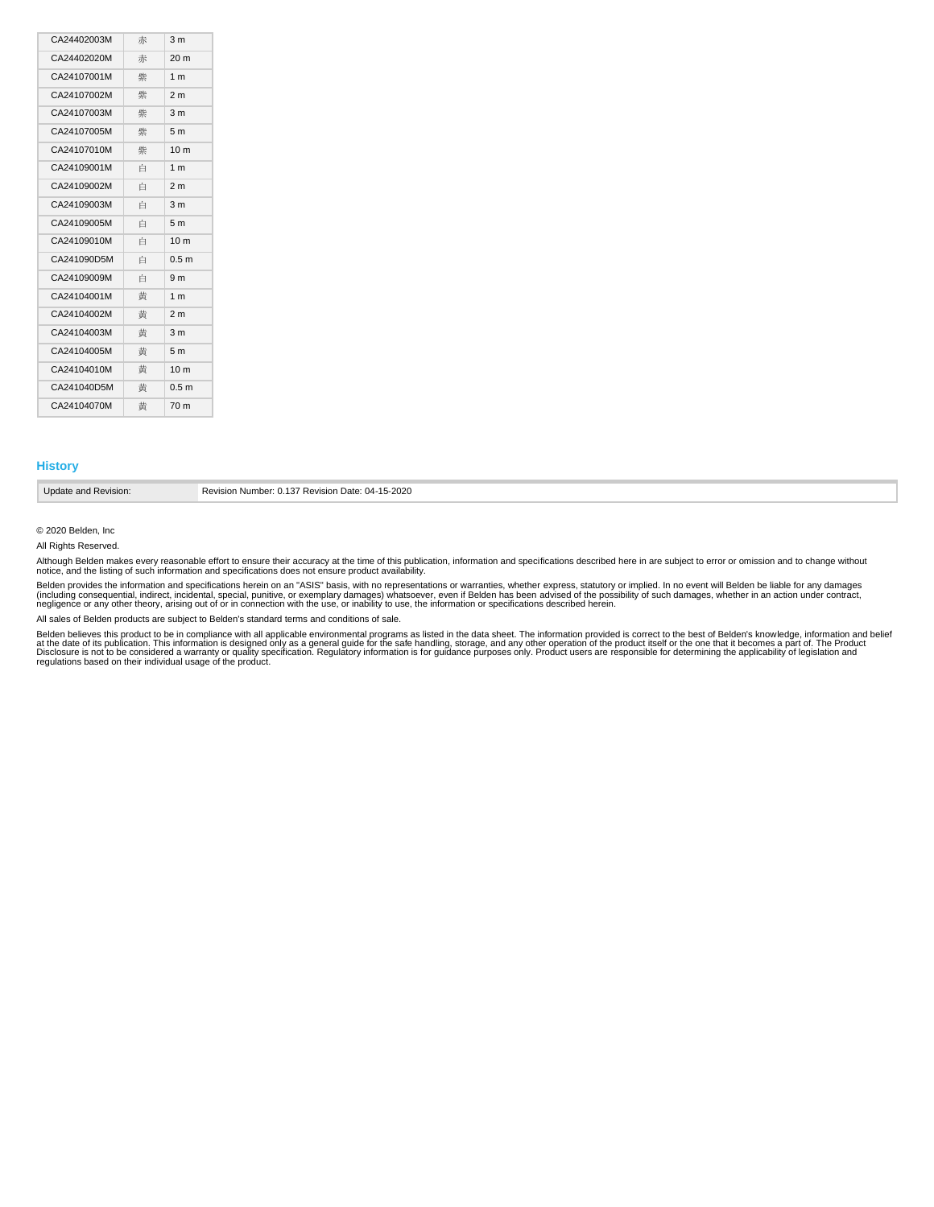| | | |
|---|---|---|
| CA24402003M | 赤 | 3 m |
| CA24402020M | 赤 | 20 m |
| CA24107001M | 紫 | 1 m |
| CA24107002M | 紫 | 2 m |
| CA24107003M | 紫 | 3 m |
| CA24107005M | 紫 | 5 m |
| CA24107010M | 紫 | 10 m |
| CA24109001M | 白 | 1 m |
| CA24109002M | 白 | 2 m |
| CA24109003M | 白 | 3 m |
| CA24109005M | 白 | 5 m |
| CA24109010M | 白 | 10 m |
| CA241090D5M | 白 | 0.5 m |
| CA24109009M | 白 | 9 m |
| CA24104001M | 黄 | 1 m |
| CA24104002M | 黄 | 2 m |
| CA24104003M | 黄 | 3 m |
| CA24104005M | 黄 | 5 m |
| CA24104010M | 黄 | 10 m |
| CA241040D5M | 黄 | 0.5 m |
| CA24104070M | 黄 | 70 m |

## History

| | |
|---|---|
| Update and Revision: | Revision Number: 0.137 Revision Date: 04-15-2020 |

© 2020 Belden, Inc

All Rights Reserved.

Although Belden makes every reasonable effort to ensure their accuracy at the time of this publication, information and specifications described here in are subject to error or omission and to change without notice, and the listing of such information and specifications does not ensure product availability.

Belden provides the information and specifications herein on an "ASIS" basis, with no representations or warranties, whether express, statutory or implied. In no event will Belden be liable for any damages (including consequential, indirect, incidental, special, punitive, or exemplary damages) whatsoever, even if Belden has been advised of the possibility of such damages, whether in an action under contract, negligence or any other theory, arising out of or in connection with the use, or inability to use, the information or specifications described herein.

All sales of Belden products are subject to Belden's standard terms and conditions of sale.

Belden believes this product to be in compliance with all applicable environmental programs as listed in the data sheet. The information provided is correct to the best of Belden's knowledge, information and belief at the date of its publication. This information is designed only as a general guide for the safe handling, storage, and any other operation of the product itself or the one that it becomes a part of. The Product Disclosure is not to be considered a warranty or quality specification. Regulatory information is for guidance purposes only. Product users are responsible for determining the applicability of legislation and regulations based on their individual usage of the product.